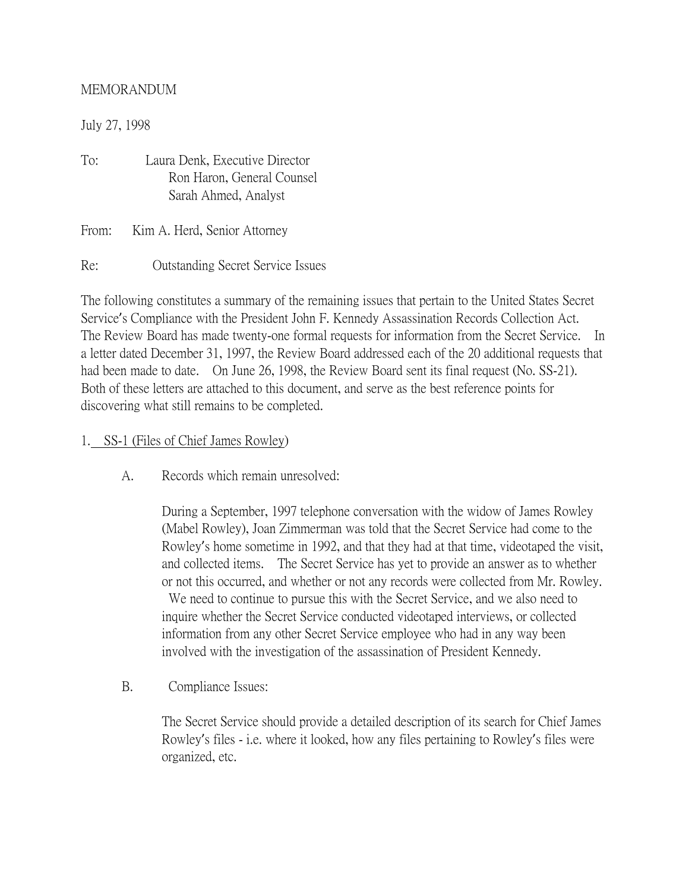MEMORANDUM

July 27, 1998

To: Laura Denk, Executive Director
Ron Haron, General Counsel
Sarah Ahmed, Analyst

From: Kim A. Herd, Senior Attorney

Re: Outstanding Secret Service Issues

The following constitutes a summary of the remaining issues that pertain to the United States Secret Service's Compliance with the President John F. Kennedy Assassination Records Collection Act. The Review Board has made twenty-one formal requests for information from the Secret Service. In a letter dated December 31, 1997, the Review Board addressed each of the 20 additional requests that had been made to date. On June 26, 1998, the Review Board sent its final request (No. SS-21). Both of these letters are attached to this document, and serve as the best reference points for discovering what still remains to be completed.

1. SS-1 (Files of Chief James Rowley)

A. Records which remain unresolved:

During a September, 1997 telephone conversation with the widow of James Rowley (Mabel Rowley), Joan Zimmerman was told that the Secret Service had come to the Rowley's home sometime in 1992, and that they had at that time, videotaped the visit, and collected items. The Secret Service has yet to provide an answer as to whether or not this occurred, and whether or not any records were collected from Mr. Rowley. We need to continue to pursue this with the Secret Service, and we also need to inquire whether the Secret Service conducted videotaped interviews, or collected information from any other Secret Service employee who had in any way been involved with the investigation of the assassination of President Kennedy.

B. Compliance Issues:

The Secret Service should provide a detailed description of its search for Chief James Rowley's files - i.e. where it looked, how any files pertaining to Rowley's files were organized, etc.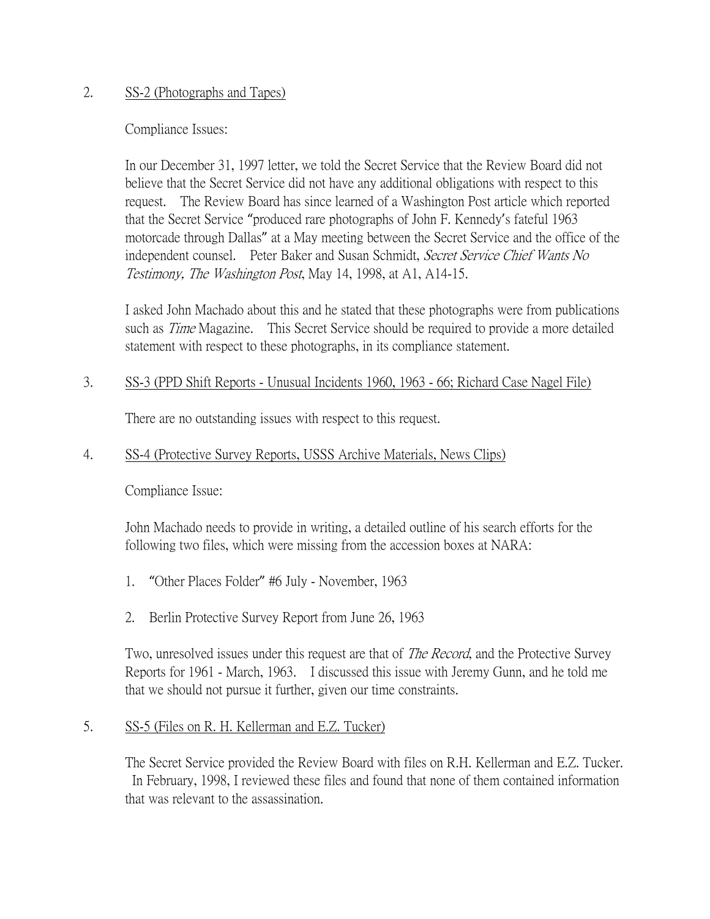2. <u>SS-2 (Photographs and Tapes)</u>

Compliance Issues:

In our December 31, 1997 letter, we told the Secret Service that the Review Board did not believe that the Secret Service did not have any additional obligations with respect to this request. The Review Board has since learned of a Washington Post article which reported that the Secret Service "produced rare photographs of John F. Kennedy's fateful 1963 motorcade through Dallas" at a May meeting between the Secret Service and the office of the independent counsel. Peter Baker and Susan Schmidt, *Secret Service Chief Wants No Testimony, The Washington Post*, May 14, 1998, at A1, A14-15.

I asked John Machado about this and he stated that these photographs were from publications such as *Time* Magazine. This Secret Service should be required to provide a more detailed statement with respect to these photographs, in its compliance statement.

3. <u>SS-3 (PPD Shift Reports - Unusual Incidents 1960, 1963 - 66; Richard Case Nagel File)</u>

There are no outstanding issues with respect to this request.

4. <u>SS-4 (Protective Survey Reports, USSS Archive Materials, News Clips)</u>

Compliance Issue:

John Machado needs to provide in writing, a detailed outline of his search efforts for the following two files, which were missing from the accession boxes at NARA:

1. "Other Places Folder" #6 July - November, 1963
2. Berlin Protective Survey Report from June 26, 1963

Two, unresolved issues under this request are that of *The Record*, and the Protective Survey Reports for 1961 - March, 1963. I discussed this issue with Jeremy Gunn, and he told me that we should not pursue it further, given our time constraints.

5. <u>SS-5 (Files on R. H. Kellerman and E.Z. Tucker)</u>

The Secret Service provided the Review Board with files on R.H. Kellerman and E.Z. Tucker. In February, 1998, I reviewed these files and found that none of them contained information that was relevant to the assassination.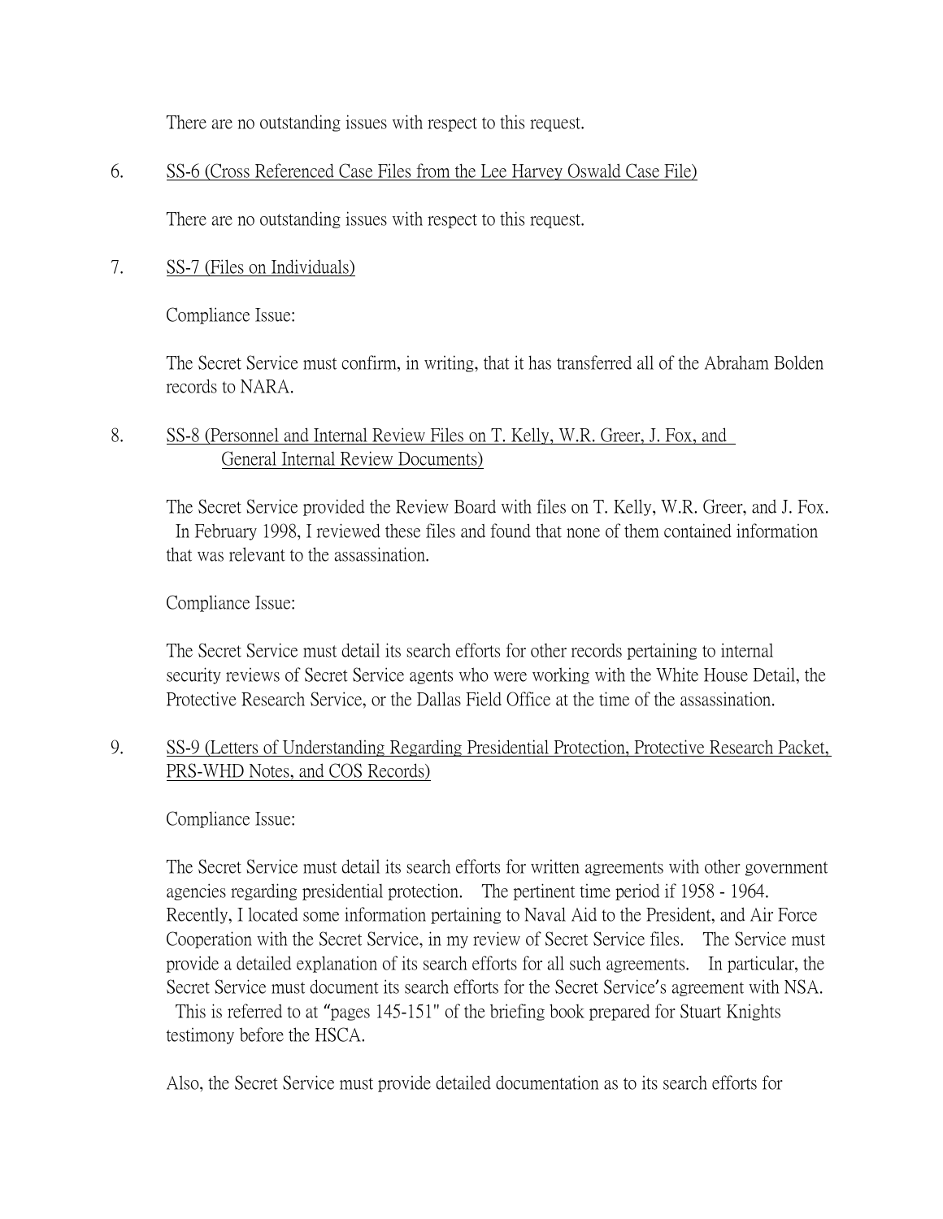There are no outstanding issues with respect to this request.

6. SS-6 (Cross Referenced Case Files from the Lee Harvey Oswald Case File)

   There are no outstanding issues with respect to this request.

7. SS-7 (Files on Individuals)

   Compliance Issue:

   The Secret Service must confirm, in writing, that it has transferred all of the Abraham Bolden records to NARA.

8. SS-8 (Personnel and Internal Review Files on T. Kelly, W.R. Greer, J. Fox, and General Internal Review Documents)

   The Secret Service provided the Review Board with files on T. Kelly, W.R. Greer, and J. Fox. In February 1998, I reviewed these files and found that none of them contained information that was relevant to the assassination.

   Compliance Issue:

   The Secret Service must detail its search efforts for other records pertaining to internal security reviews of Secret Service agents who were working with the White House Detail, the Protective Research Service, or the Dallas Field Office at the time of the assassination.

9. SS-9 (Letters of Understanding Regarding Presidential Protection, Protective Research Packet, PRS-WHD Notes, and COS Records)

   Compliance Issue:

   The Secret Service must detail its search efforts for written agreements with other government agencies regarding presidential protection. The pertinent time period if 1958 - 1964. Recently, I located some information pertaining to Naval Aid to the President, and Air Force Cooperation with the Secret Service, in my review of Secret Service files. The Service must provide a detailed explanation of its search efforts for all such agreements. In particular, the Secret Service must document its search efforts for the Secret Service's agreement with NSA. This is referred to at "pages 145-151" of the briefing book prepared for Stuart Knights testimony before the HSCA.

   Also, the Secret Service must provide detailed documentation as to its search efforts for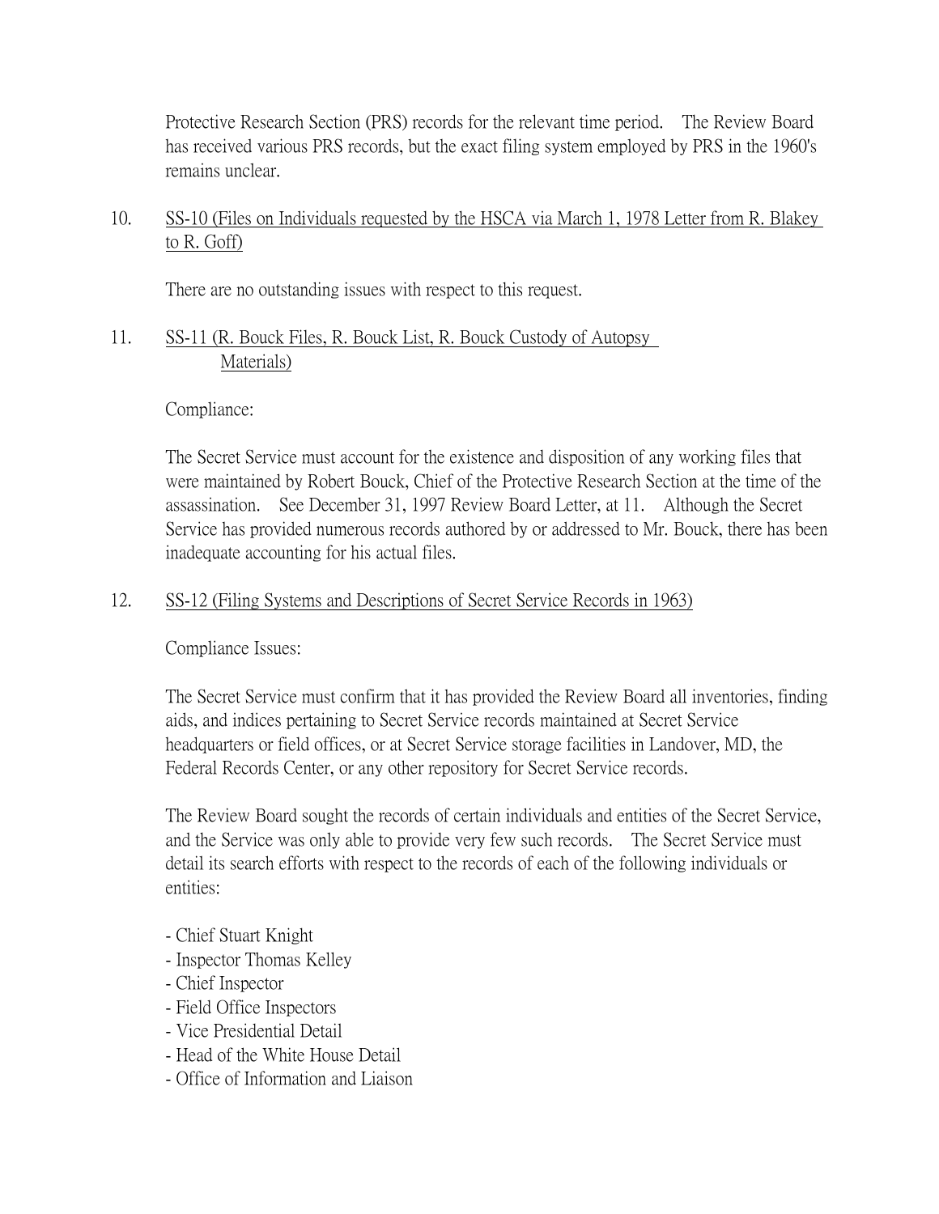Protective Research Section (PRS) records for the relevant time period. The Review Board has received various PRS records, but the exact filing system employed by PRS in the 1960's remains unclear.

10. SS-10 (Files on Individuals requested by the HSCA via March 1, 1978 Letter from R. Blakey to R. Goff)

    There are no outstanding issues with respect to this request.

11. SS-11 (R. Bouck Files, R. Bouck List, R. Bouck Custody of Autopsy Materials)

    Compliance:

    The Secret Service must account for the existence and disposition of any working files that were maintained by Robert Bouck, Chief of the Protective Research Section at the time of the assassination. See December 31, 1997 Review Board Letter, at 11. Although the Secret Service has provided numerous records authored by or addressed to Mr. Bouck, there has been inadequate accounting for his actual files.

12. SS-12 (Filing Systems and Descriptions of Secret Service Records in 1963)

    Compliance Issues:

    The Secret Service must confirm that it has provided the Review Board all inventories, finding aids, and indices pertaining to Secret Service records maintained at Secret Service headquarters or field offices, or at Secret Service storage facilities in Landover, MD, the Federal Records Center, or any other repository for Secret Service records.

    The Review Board sought the records of certain individuals and entities of the Secret Service, and the Service was only able to provide very few such records. The Secret Service must detail its search efforts with respect to the records of each of the following individuals or entities:

    - Chief Stuart Knight
    - Inspector Thomas Kelley
    - Chief Inspector
    - Field Office Inspectors
    - Vice Presidential Detail
    - Head of the White House Detail
    - Office of Information and Liaison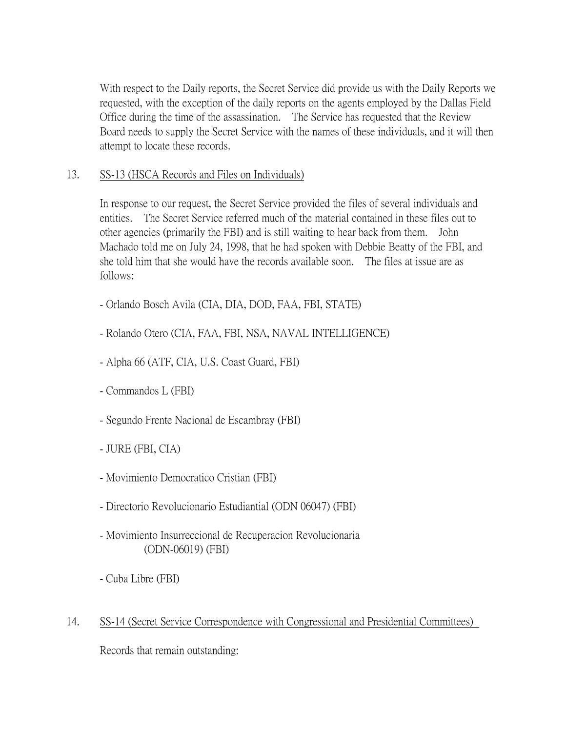With respect to the Daily reports, the Secret Service did provide us with the Daily Reports we requested, with the exception of the daily reports on the agents employed by the Dallas Field Office during the time of the assassination. The Service has requested that the Review Board needs to supply the Secret Service with the names of these individuals, and it will then attempt to locate these records.

13. <u>SS-13 (HSCA Records and Files on Individuals)</u>

In response to our request, the Secret Service provided the files of several individuals and entities. The Secret Service referred much of the material contained in these files out to other agencies (primarily the FBI) and is still waiting to hear back from them. John Machado told me on July 24, 1998, that he had spoken with Debbie Beatty of the FBI, and she told him that she would have the records available soon. The files at issue are as follows:

- Orlando Bosch Avila (CIA, DIA, DOD, FAA, FBI, STATE)
- Rolando Otero (CIA, FAA, FBI, NSA, NAVAL INTELLIGENCE)
- Alpha 66 (ATF, CIA, U.S. Coast Guard, FBI)
- Commandos L (FBI)
- Segundo Frente Nacional de Escambray (FBI)
- JURE (FBI, CIA)
- Movimiento Democratico Cristian (FBI)
- Directorio Revolucionario Estudiantial (ODN 06047) (FBI)
- Movimiento Insurreccional de Recuperacion Revolucionaria (ODN-06019) (FBI)
- Cuba Libre (FBI)

14. <u>SS-14 (Secret Service Correspondence with Congressional and Presidential Committees)</u>

Records that remain outstanding: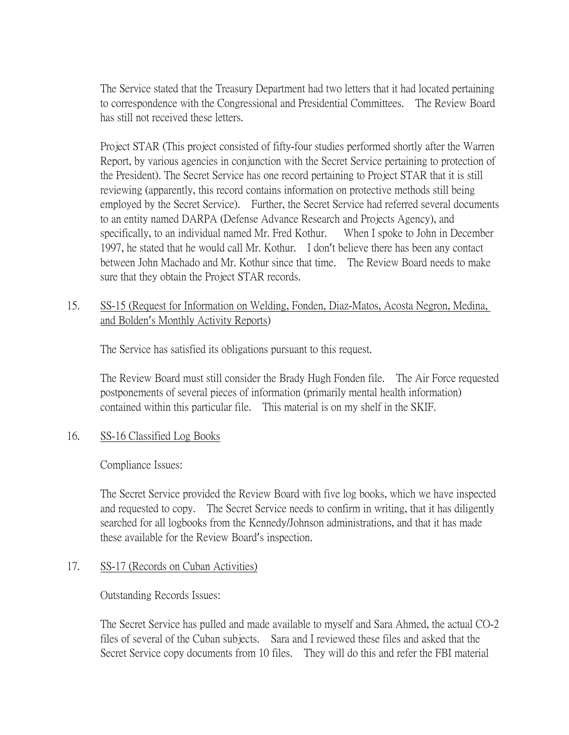The Service stated that the Treasury Department had two letters that it had located pertaining to correspondence with the Congressional and Presidential Committees. The Review Board has still not received these letters.

Project STAR (This project consisted of fifty-four studies performed shortly after the Warren Report, by various agencies in conjunction with the Secret Service pertaining to protection of the President). The Secret Service has one record pertaining to Project STAR that it is still reviewing (apparently, this record contains information on protective methods still being employed by the Secret Service). Further, the Secret Service had referred several documents to an entity named DARPA (Defense Advance Research and Projects Agency), and specifically, to an individual named Mr. Fred Kothur. When I spoke to John in December 1997, he stated that he would call Mr. Kothur. I don't believe there has been any contact between John Machado and Mr. Kothur since that time. The Review Board needs to make sure that they obtain the Project STAR records.

15. <u>SS-15 (Request for Information on Welding, Fonden, Diaz-Matos, Acosta Negron, Medina, and Bolden's Monthly Activity Reports)</u>

    The Service has satisfied its obligations pursuant to this request.

    The Review Board must still consider the Brady Hugh Fonden file. The Air Force requested postponements of several pieces of information (primarily mental health information) contained within this particular file. This material is on my shelf in the SKIF.

16. <u>SS-16 Classified Log Books</u>

    Compliance Issues:

    The Secret Service provided the Review Board with five log books, which we have inspected and requested to copy. The Secret Service needs to confirm in writing, that it has diligently searched for all logbooks from the Kennedy/Johnson administrations, and that it has made these available for the Review Board's inspection.

17. <u>SS-17 (Records on Cuban Activities)</u>

    Outstanding Records Issues:

    The Secret Service has pulled and made available to myself and Sara Ahmed, the actual CO-2 files of several of the Cuban subjects. Sara and I reviewed these files and asked that the Secret Service copy documents from 10 files. They will do this and refer the FBI material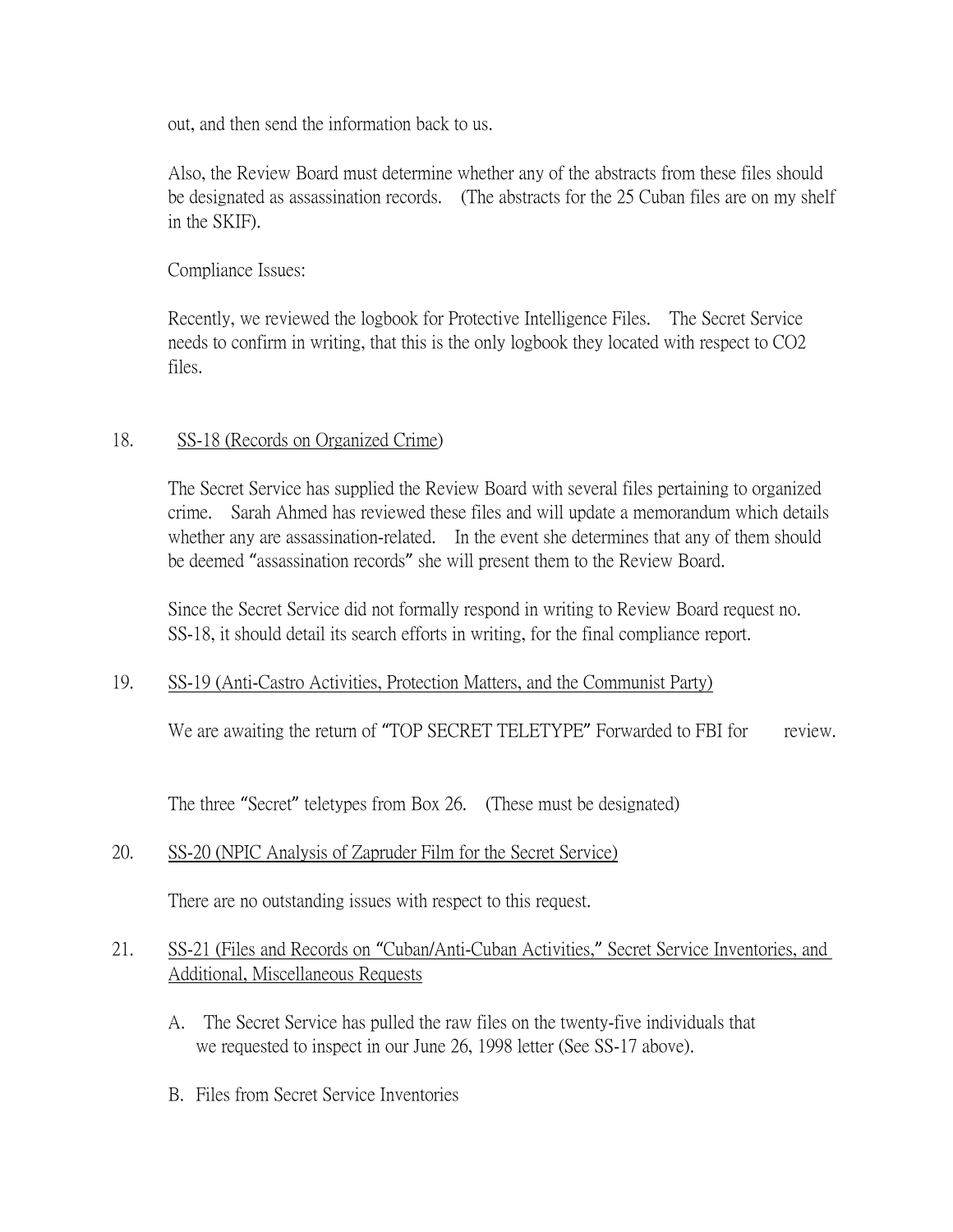out, and then send the information back to us.

Also, the Review Board must determine whether any of the abstracts from these files should be designated as assassination records. (The abstracts for the 25 Cuban files are on my shelf in the SKIF).

Compliance Issues:

Recently, we reviewed the logbook for Protective Intelligence Files. The Secret Service needs to confirm in writing, that this is the only logbook they located with respect to CO2 files.

18. <u>SS-18 (Records on Organized Crime)</u>

The Secret Service has supplied the Review Board with several files pertaining to organized crime. Sarah Ahmed has reviewed these files and will update a memorandum which details whether any are assassination-related. In the event she determines that any of them should be deemed "assassination records" she will present them to the Review Board.

Since the Secret Service did not formally respond in writing to Review Board request no. SS-18, it should detail its search efforts in writing, for the final compliance report.

19. <u>SS-19 (Anti-Castro Activities, Protection Matters, and the Communist Party)</u>

We are awaiting the return of "TOP SECRET TELETYPE" Forwarded to FBI for review.

The three "Secret" teletypes from Box 26. (These must be designated)

20. <u>SS-20 (NPIC Analysis of Zapruder Film for the Secret Service)</u>

There are no outstanding issues with respect to this request.

21. <u>SS-21 (Files and Records on "Cuban/Anti-Cuban Activities," Secret Service Inventories, and Additional, Miscellaneous Requests</u>

A. The Secret Service has pulled the raw files on the twenty-five individuals that we requested to inspect in our June 26, 1998 letter (See SS-17 above).

B. Files from Secret Service Inventories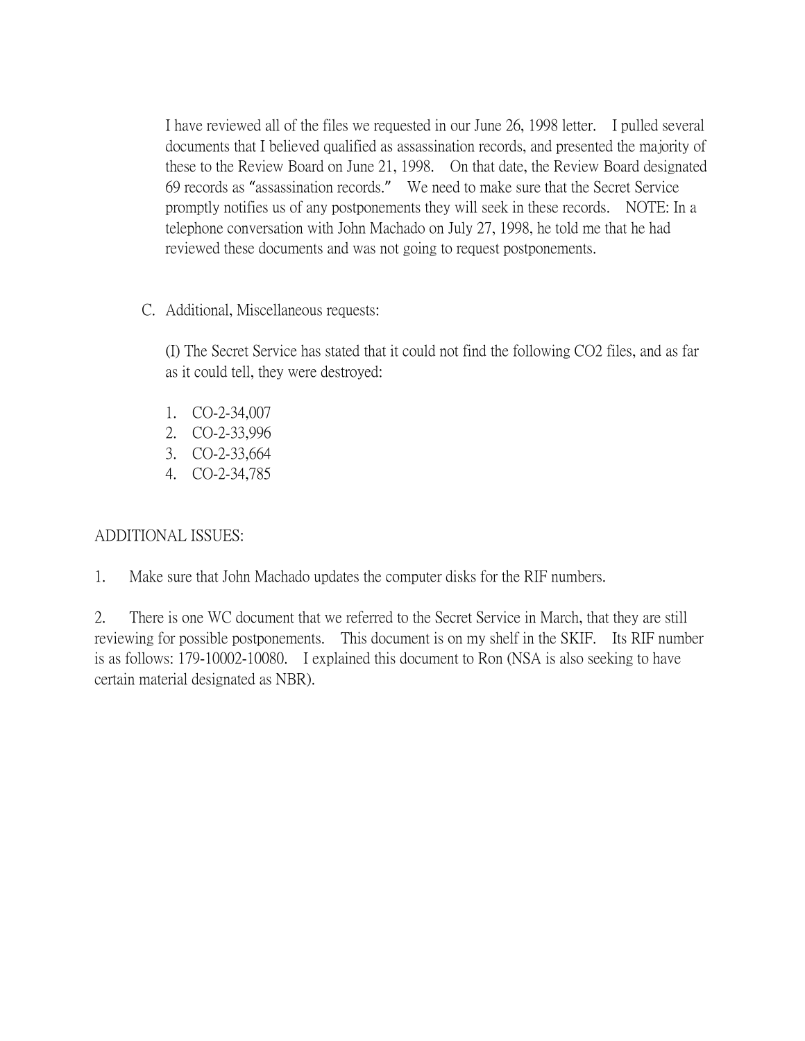I have reviewed all of the files we requested in our June 26, 1998 letter. I pulled several documents that I believed qualified as assassination records, and presented the majority of these to the Review Board on June 21, 1998. On that date, the Review Board designated 69 records as "assassination records." We need to make sure that the Secret Service promptly notifies us of any postponements they will seek in these records. NOTE: In a telephone conversation with John Machado on July 27, 1998, he told me that he had reviewed these documents and was not going to request postponements.

C. Additional, Miscellaneous requests:

(I) The Secret Service has stated that it could not find the following CO2 files, and as far as it could tell, they were destroyed:

1. CO-2-34,007
2. CO-2-33,996
3. CO-2-33,664
4. CO-2-34,785

ADDITIONAL ISSUES:

1. Make sure that John Machado updates the computer disks for the RIF numbers.

2. There is one WC document that we referred to the Secret Service in March, that they are still reviewing for possible postponements. This document is on my shelf in the SKIF. Its RIF number is as follows: 179-10002-10080. I explained this document to Ron (NSA is also seeking to have certain material designated as NBR).